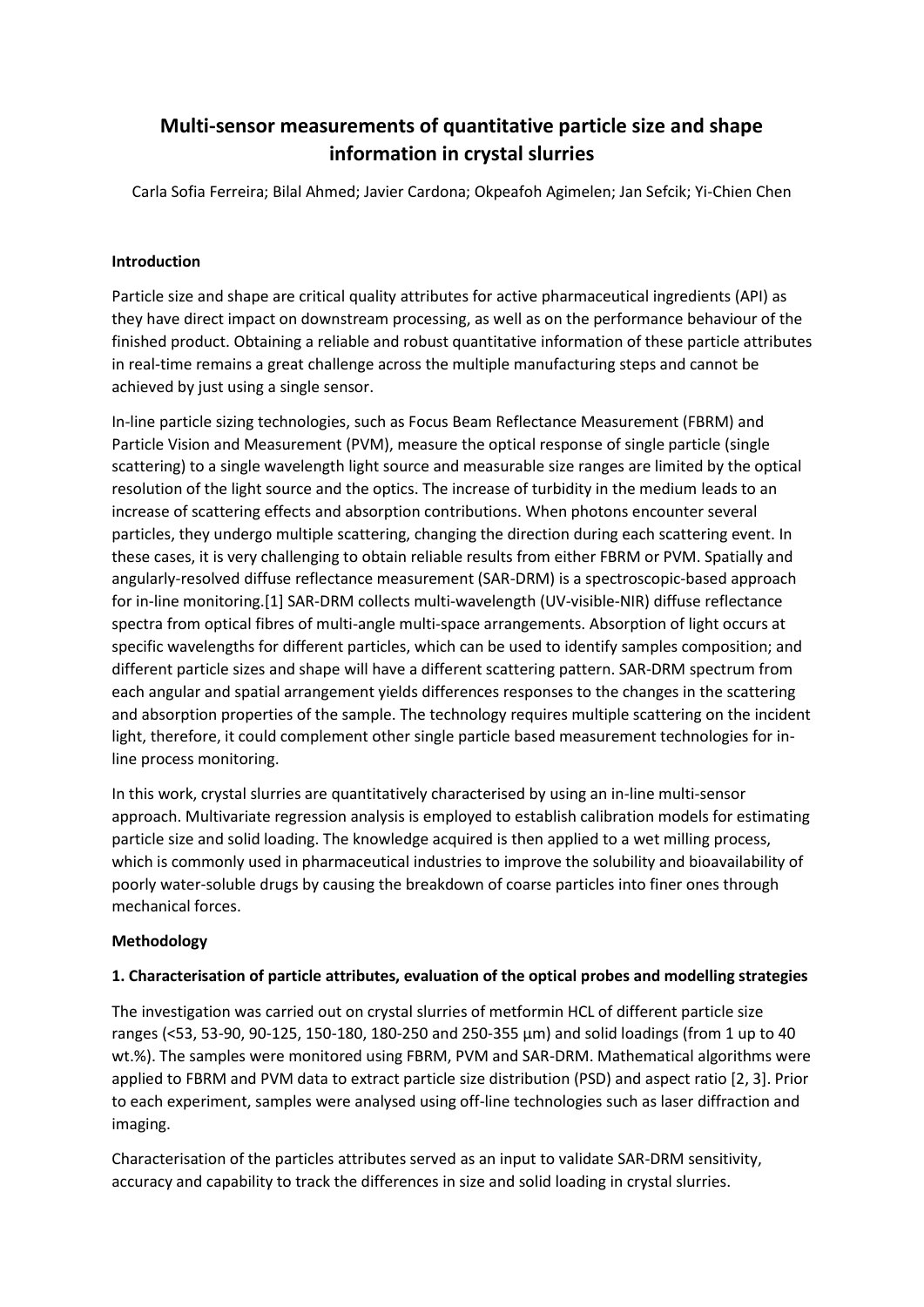# Multi-sensor measurements of quantitative particle size and shape information in crystal slurries

Carla Sofia Ferreira; Bilal Ahmed; Javier Cardona; Okpeafoh Agimelen; Jan Sefcik; Yi-Chien Chen

**Introduction**

Particle size and shape are critical quality attributes for active pharmaceutical ingredients (API) as they have direct impact on downstream processing, as well as on the performance behaviour of the finished product. Obtaining a reliable and robust quantitative information of these particle attributes in real-time remains a great challenge across the multiple manufacturing steps and cannot be achieved by just using a single sensor.

In-line particle sizing technologies, such as Focus Beam Reflectance Measurement (FBRM) and Particle Vision and Measurement (PVM), measure the optical response of single particle (single scattering) to a single wavelength light source and measurable size ranges are limited by the optical resolution of the light source and the optics. The increase of turbidity in the medium leads to an increase of scattering effects and absorption contributions. When photons encounter several particles, they undergo multiple scattering, changing the direction during each scattering event. In these cases, it is very challenging to obtain reliable results from either FBRM or PVM. Spatially and angularly-resolved diffuse reflectance measurement (SAR-DRM) is a spectroscopic-based approach for in-line monitoring.[1] SAR-DRM collects multi-wavelength (UV-visible-NIR) diffuse reflectance spectra from optical fibres of multi-angle multi-space arrangements. Absorption of light occurs at specific wavelengths for different particles, which can be used to identify samples composition; and different particle sizes and shape will have a different scattering pattern. SAR-DRM spectrum from each angular and spatial arrangement yields differences responses to the changes in the scattering and absorption properties of the sample. The technology requires multiple scattering on the incident light, therefore, it could complement other single particle based measurement technologies for in-line process monitoring.

In this work, crystal slurries are quantitatively characterised by using an in-line multi-sensor approach. Multivariate regression analysis is employed to establish calibration models for estimating particle size and solid loading. The knowledge acquired is then applied to a wet milling process, which is commonly used in pharmaceutical industries to improve the solubility and bioavailability of poorly water-soluble drugs by causing the breakdown of coarse particles into finer ones through mechanical forces.

**Methodology**

**1. Characterisation of particle attributes, evaluation of the optical probes and modelling strategies**

The investigation was carried out on crystal slurries of metformin HCL of different particle size ranges (<53, 53-90, 90-125, 150-180, 180-250 and 250-355 µm) and solid loadings (from 1 up to 40 wt.%). The samples were monitored using FBRM, PVM and SAR-DRM. Mathematical algorithms were applied to FBRM and PVM data to extract particle size distribution (PSD) and aspect ratio [2, 3]. Prior to each experiment, samples were analysed using off-line technologies such as laser diffraction and imaging.

Characterisation of the particles attributes served as an input to validate SAR-DRM sensitivity, accuracy and capability to track the differences in size and solid loading in crystal slurries.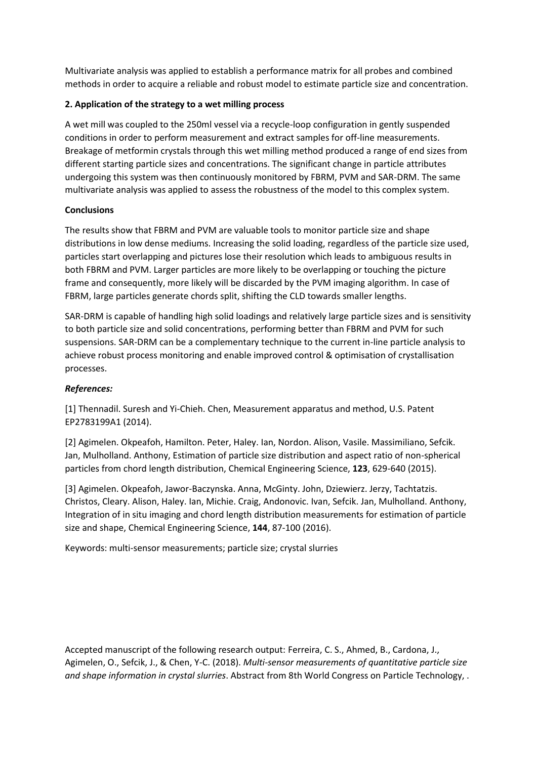Multivariate analysis was applied to establish a performance matrix for all probes and combined methods in order to acquire a reliable and robust model to estimate particle size and concentration.

**2. Application of the strategy to a wet milling process**

A wet mill was coupled to the 250ml vessel via a recycle-loop configuration in gently suspended conditions in order to perform measurement and extract samples for off-line measurements. Breakage of metformin crystals through this wet milling method produced a range of end sizes from different starting particle sizes and concentrations. The significant change in particle attributes undergoing this system was then continuously monitored by FBRM, PVM and SAR-DRM. The same multivariate analysis was applied to assess the robustness of the model to this complex system.

**Conclusions**

The results show that FBRM and PVM are valuable tools to monitor particle size and shape distributions in low dense mediums. Increasing the solid loading, regardless of the particle size used, particles start overlapping and pictures lose their resolution which leads to ambiguous results in both FBRM and PVM. Larger particles are more likely to be overlapping or touching the picture frame and consequently, more likely will be discarded by the PVM imaging algorithm. In case of FBRM, large particles generate chords split, shifting the CLD towards smaller lengths.

SAR-DRM is capable of handling high solid loadings and relatively large particle sizes and is sensitivity to both particle size and solid concentrations, performing better than FBRM and PVM for such suspensions. SAR-DRM can be a complementary technique to the current in-line particle analysis to achieve robust process monitoring and enable improved control & optimisation of crystallisation processes.

***References:***

[1] Thennadil. Suresh and Yi-Chieh. Chen, Measurement apparatus and method, U.S. Patent EP2783199A1 (2014).

[2] Agimelen. Okpeafoh, Hamilton. Peter, Haley. Ian, Nordon. Alison, Vasile. Massimiliano, Sefcik. Jan, Mulholland. Anthony, Estimation of particle size distribution and aspect ratio of non-spherical particles from chord length distribution, Chemical Engineering Science, **123**, 629-640 (2015).

[3] Agimelen. Okpeafoh, Jawor-Baczynska. Anna, McGinty. John, Dziewierz. Jerzy, Tachtatzis. Christos, Cleary. Alison, Haley. Ian, Michie. Craig, Andonovic. Ivan, Sefcik. Jan, Mulholland. Anthony, Integration of in situ imaging and chord length distribution measurements for estimation of particle size and shape, Chemical Engineering Science, **144**, 87-100 (2016).

Keywords: multi-sensor measurements; particle size; crystal slurries

Accepted manuscript of the following research output: Ferreira, C. S., Ahmed, B., Cardona, J., Agimelen, O., Sefcik, J., & Chen, Y-C. (2018). *Multi-sensor measurements of quantitative particle size and shape information in crystal slurries*. Abstract from 8th World Congress on Particle Technology, .